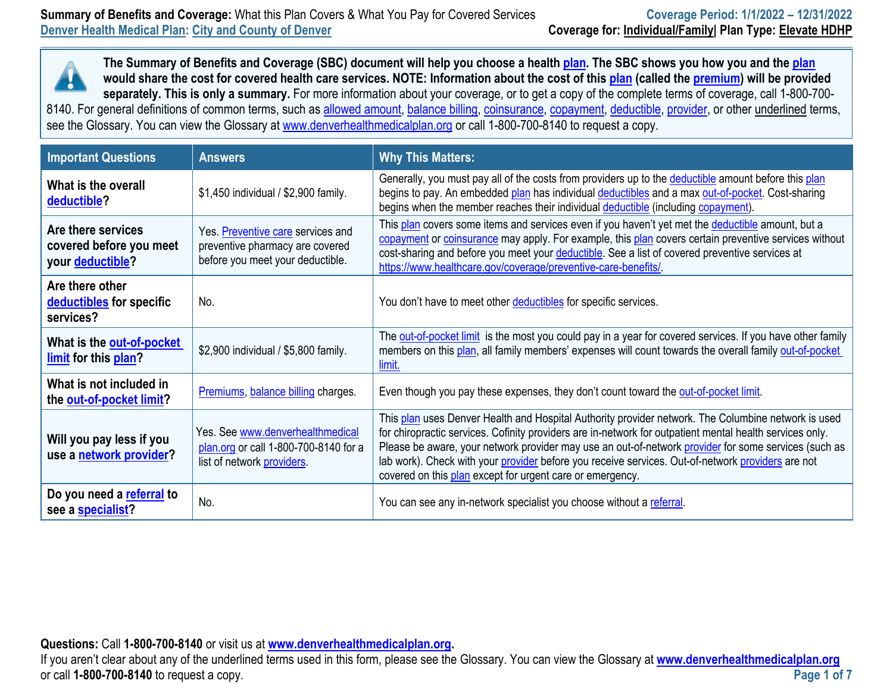**Summary of Benefits and Coverage:** What this Plan Covers & What You Pay for Covered Services
Coverage Period: 1/1/2022 – 12/31/2022

Denver Health Medical Plan: City and County of Denver
Coverage for: Individual/Family | Plan Type: Elevate HDHP

**The Summary of Benefits and Coverage (SBC) document will help you choose a health plan. The SBC shows you how you and the plan would share the cost for covered health care services. NOTE: Information about the cost of this plan (called the premium) will be provided separately. This is only a summary.** For more information about your coverage, or to get a copy of the complete terms of coverage, call 1-800-700-8140. For general definitions of common terms, such as allowed amount, balance billing, coinsurance, copayment, deductible, provider, or other underlined terms, see the Glossary. You can view the Glossary at www.denverhealthmedicalplan.org or call 1-800-700-8140 to request a copy.

| Important Questions | Answers | Why This Matters: |
|---|---|---|
| **What is the overall deductible?** | $1,450 individual / $2,900 family. | Generally, you must pay all of the costs from providers up to the deductible amount before this plan begins to pay. An embedded plan has individual deductibles and a max out-of-pocket. Cost-sharing begins when the member reaches their individual deductible (including copayment). |
| **Are there services covered before you meet your deductible?** | Yes. Preventive care services and preventive pharmacy are covered before you meet your deductible. | This plan covers some items and services even if you haven't yet met the deductible amount, but a copayment or coinsurance may apply. For example, this plan covers certain preventive services without cost-sharing and before you meet your deductible. See a list of covered preventive services at https://www.healthcare.gov/coverage/preventive-care-benefits/. |
| **Are there other deductibles for specific services?** | No. | You don't have to meet other deductibles for specific services. |
| **What is the out-of-pocket limit for this plan?** | $2,900 individual / $5,800 family. | The out-of-pocket limit is the most you could pay in a year for covered services. If you have other family members on this plan, all family members' expenses will count towards the overall family out-of-pocket limit. |
| **What is not included in the out-of-pocket limit?** | Premiums, balance billing charges. | Even though you pay these expenses, they don't count toward the out-of-pocket limit. |
| **Will you pay less if you use a network provider?** | Yes. See www.denverhealthmedicalplan.org or call 1-800-700-8140 for a list of network providers. | This plan uses Denver Health and Hospital Authority provider network. The Columbine network is used for chiropractic services. Cofinity providers are in-network for outpatient mental health services only. Please be aware, your network provider may use an out-of-network provider for some services (such as lab work). Check with your provider before you receive services. Out-of-network providers are not covered on this plan except for urgent care or emergency. |
| **Do you need a referral to see a specialist?** | No. | You can see any in-network specialist you choose without a referral. |

**Questions:** Call **1-800-700-8140** or visit us at **www.denverhealthmedicalplan.org**.
If you aren't clear about any of the underlined terms used in this form, please see the Glossary. You can view the Glossary at **www.denverhealthmedicalplan.org** or call **1-800-700-8140** to request a copy.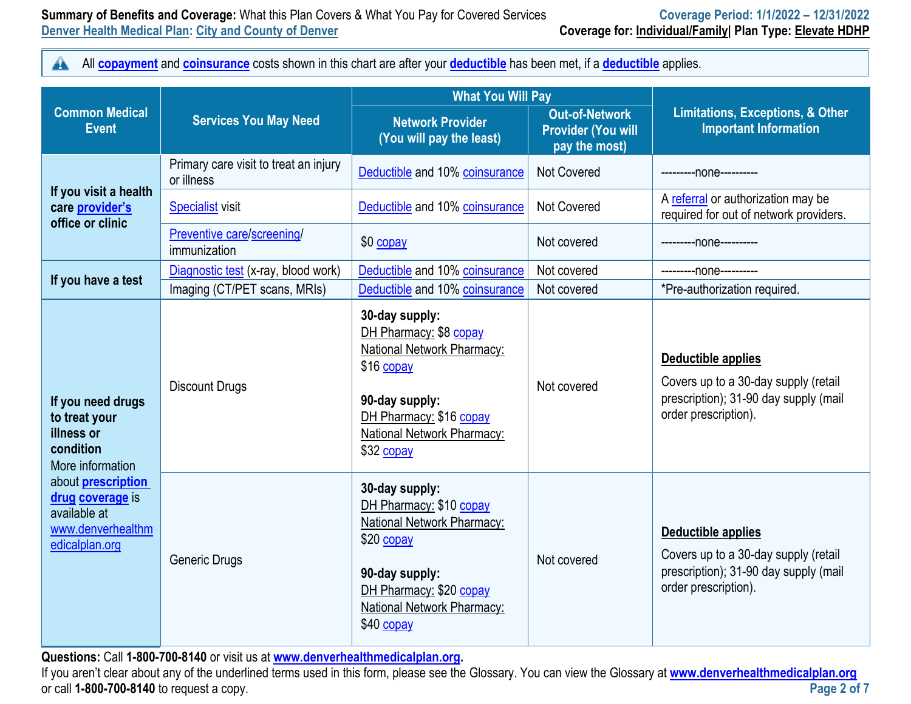**Summary of Benefits and Coverage:** What this Plan Covers & What You Pay for Covered Services
Denver Health Medical Plan: City and County of Denver

Coverage Period: 1/1/2022 – 12/31/2022
Coverage for: Individual/Family | Plan Type: Elevate HDHP

All copayment and coinsurance costs shown in this chart are after your deductible has been met, if a deductible applies.

| Common Medical Event | Services You May Need | What You Will Pay | | Limitations, Exceptions, & Other Important Information |
|---|---|---|---|---|
| | | Network Provider (You will pay the least) | Out-of-Network Provider (You will pay the most) | |
| If you visit a health care provider's office or clinic | Primary care visit to treat an injury or illness | Deductible and 10% coinsurance | Not Covered | ---------none---------- |
| | Specialist visit | Deductible and 10% coinsurance | Not Covered | A referral or authorization may be required for out of network providers. |
| | Preventive care/screening/ immunization | $0 copay | Not covered | ---------none---------- |
| If you have a test | Diagnostic test (x-ray, blood work) | Deductible and 10% coinsurance | Not covered | ---------none---------- |
| | Imaging (CT/PET scans, MRIs) | Deductible and 10% coinsurance | Not covered | *Pre-authorization required. |
| If you need drugs to treat your illness or condition More information about prescription drug coverage is available at www.denverhealthmedicalplan.org | Discount Drugs | **30-day supply:** DH Pharmacy: $8 copay National Network Pharmacy: $16 copay **90-day supply:** DH Pharmacy: $16 copay National Network Pharmacy: $32 copay | Not covered | **Deductible applies** Covers up to a 30-day supply (retail prescription); 31-90 day supply (mail order prescription). |
| | Generic Drugs | **30-day supply:** DH Pharmacy: $10 copay National Network Pharmacy: $20 copay **90-day supply:** DH Pharmacy: $20 copay National Network Pharmacy: $40 copay | Not covered | **Deductible applies** Covers up to a 30-day supply (retail prescription); 31-90 day supply (mail order prescription). |

**Questions:** Call **1-800-700-8140** or visit us at **www.denverhealthmedicalplan.org**.
If you aren't clear about any of the underlined terms used in this form, please see the Glossary. You can view the Glossary at **www.denverhealthmedicalplan.org** or call **1-800-700-8140** to request a copy.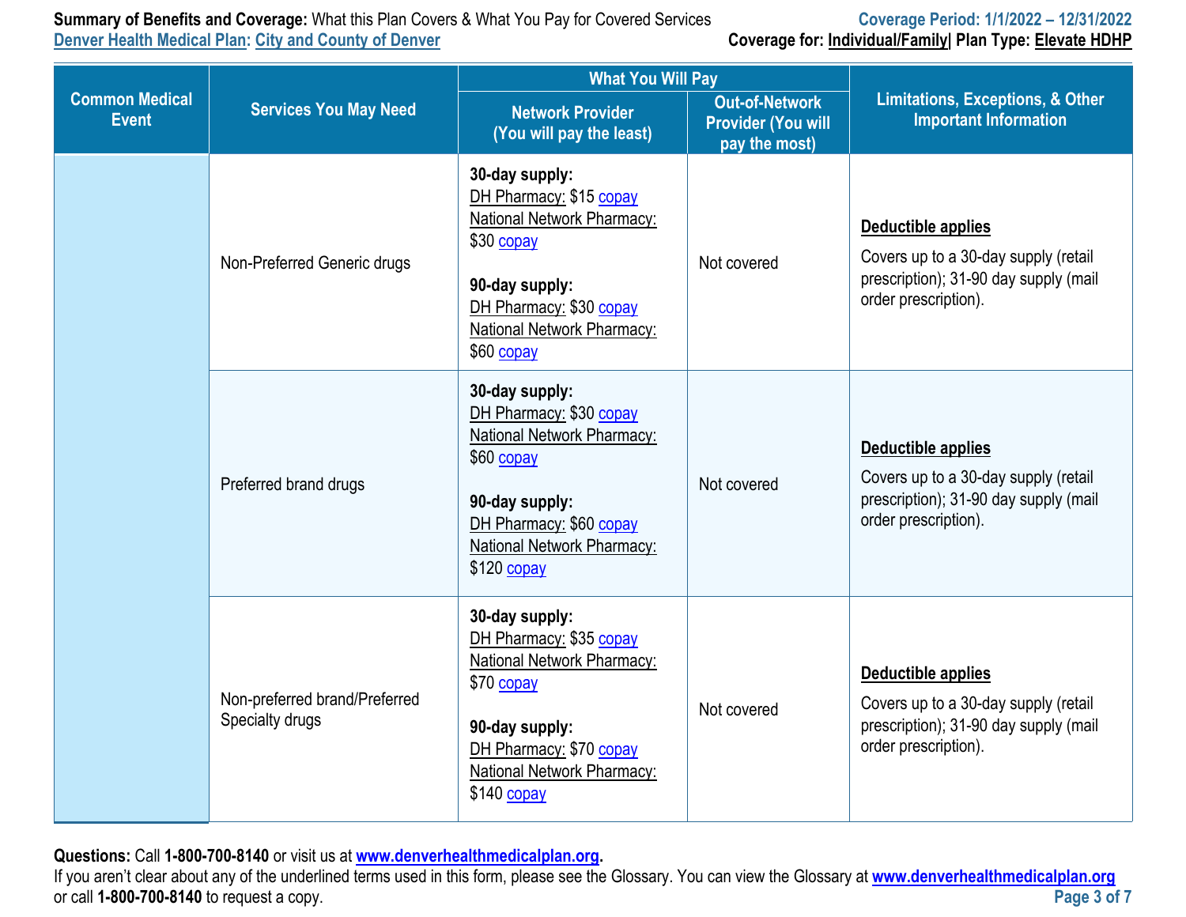| Common Medical Event | Services You May Need | What You Will Pay | | Limitations, Exceptions, & Other Important Information |
|---|---|---|---|---|
| | | Network Provider (You will pay the least) | Out-of-Network Provider (You will pay the most) | |
| | Non-Preferred Generic drugs | **30-day supply:** DH Pharmacy: $15 copay National Network Pharmacy: $30 copay **90-day supply:** DH Pharmacy: $30 copay National Network Pharmacy: $60 copay | Not covered | **Deductible applies** Covers up to a 30-day supply (retail prescription); 31-90 day supply (mail order prescription). |
| | Preferred brand drugs | **30-day supply:** DH Pharmacy: $30 copay National Network Pharmacy: $60 copay **90-day supply:** DH Pharmacy: $60 copay National Network Pharmacy: $120 copay | Not covered | **Deductible applies** Covers up to a 30-day supply (retail prescription); 31-90 day supply (mail order prescription). |
| | Non-preferred brand/Preferred Specialty drugs | **30-day supply:** DH Pharmacy: $35 copay National Network Pharmacy: $70 copay **90-day supply:** DH Pharmacy: $70 copay National Network Pharmacy: $140 copay | Not covered | **Deductible applies** Covers up to a 30-day supply (retail prescription); 31-90 day supply (mail order prescription). |

**Questions:** Call **1-800-700-8140** or visit us at **www.denverhealthmedicalplan.org**.
If you aren't clear about any of the underlined terms used in this form, please see the Glossary. You can view the Glossary at **www.denverhealthmedicalplan.org** or call **1-800-700-8140** to request a copy.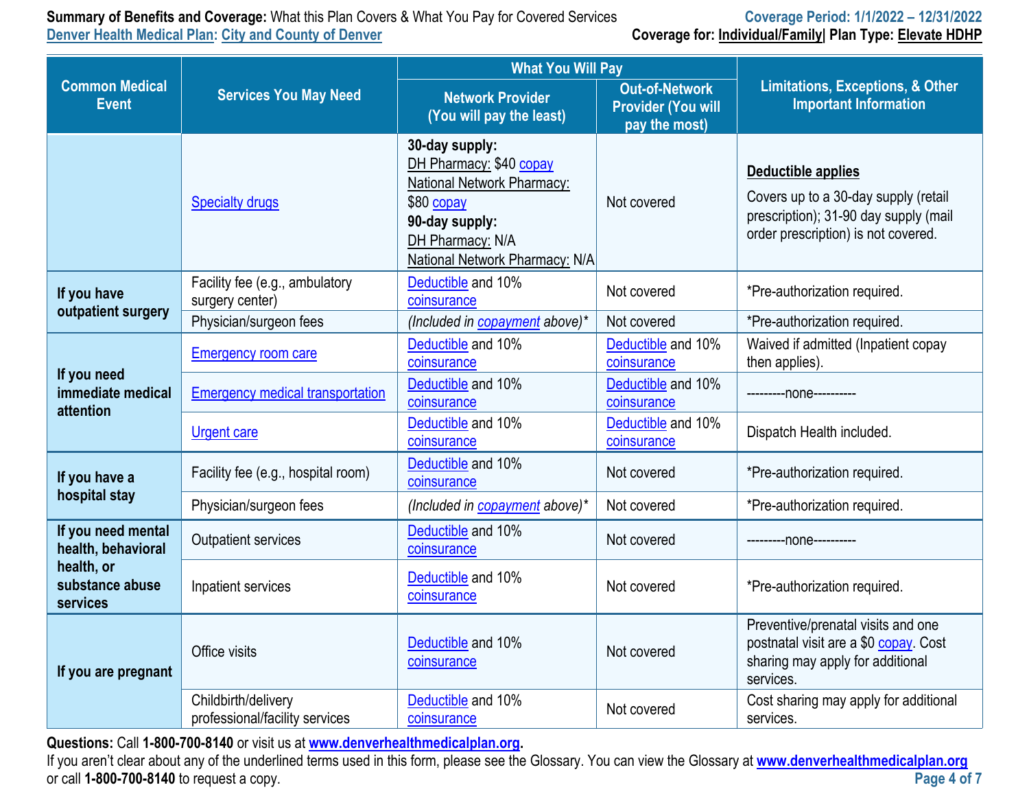**Summary of Benefits and Coverage:** What this Plan Covers & What You Pay for Covered Services
Denver Health Medical Plan: City and County of Denver
Coverage Period: 1/1/2022 – 12/31/2022
Coverage for: Individual/Family| Plan Type: Elevate HDHP

| Common Medical Event | Services You May Need | What You Will Pay | | Limitations, Exceptions, & Other Important Information |
|---|---|---|---|---|
| | | Network Provider (You will pay the least) | Out-of-Network Provider (You will pay the most) | |
| | Specialty drugs | **30-day supply:** DH Pharmacy: $40 copay National Network Pharmacy: $80 copay **90-day supply:** DH Pharmacy: N/A National Network Pharmacy: N/A | Not covered | **Deductible applies** Covers up to a 30-day supply (retail prescription); 31-90 day supply (mail order prescription) is not covered. |
| **If you have outpatient surgery** | Facility fee (e.g., ambulatory surgery center) | Deductible and 10% coinsurance | Not covered | *Pre-authorization required. |
| | Physician/surgeon fees | *(Included in copayment above)** | Not covered | *Pre-authorization required. |
| **If you need immediate medical attention** | Emergency room care | Deductible and 10% coinsurance | Deductible and 10% coinsurance | Waived if admitted (Inpatient copay then applies). |
| | Emergency medical transportation | Deductible and 10% coinsurance | Deductible and 10% coinsurance | ---------none---------- |
| | Urgent care | Deductible and 10% coinsurance | Deductible and 10% coinsurance | Dispatch Health included. |
| **If you have a hospital stay** | Facility fee (e.g., hospital room) | Deductible and 10% coinsurance | Not covered | *Pre-authorization required. |
| | Physician/surgeon fees | *(Included in copayment above)** | Not covered | *Pre-authorization required. |
| **If you need mental health, behavioral health, or substance abuse services** | Outpatient services | Deductible and 10% coinsurance | Not covered | ---------none---------- |
| | Inpatient services | Deductible and 10% coinsurance | Not covered | *Pre-authorization required. |
| **If you are pregnant** | Office visits | Deductible and 10% coinsurance | Not covered | Preventive/prenatal visits and one postnatal visit are a $0 copay. Cost sharing may apply for additional services. |
| | Childbirth/delivery professional/facility services | Deductible and 10% coinsurance | Not covered | Cost sharing may apply for additional services. |

**Questions:** Call **1-800-700-8140** or visit us at **www.denverhealthmedicalplan.org**.
If you aren't clear about any of the underlined terms used in this form, please see the Glossary. You can view the Glossary at **www.denverhealthmedicalplan.org** or call **1-800-700-8140** to request a copy.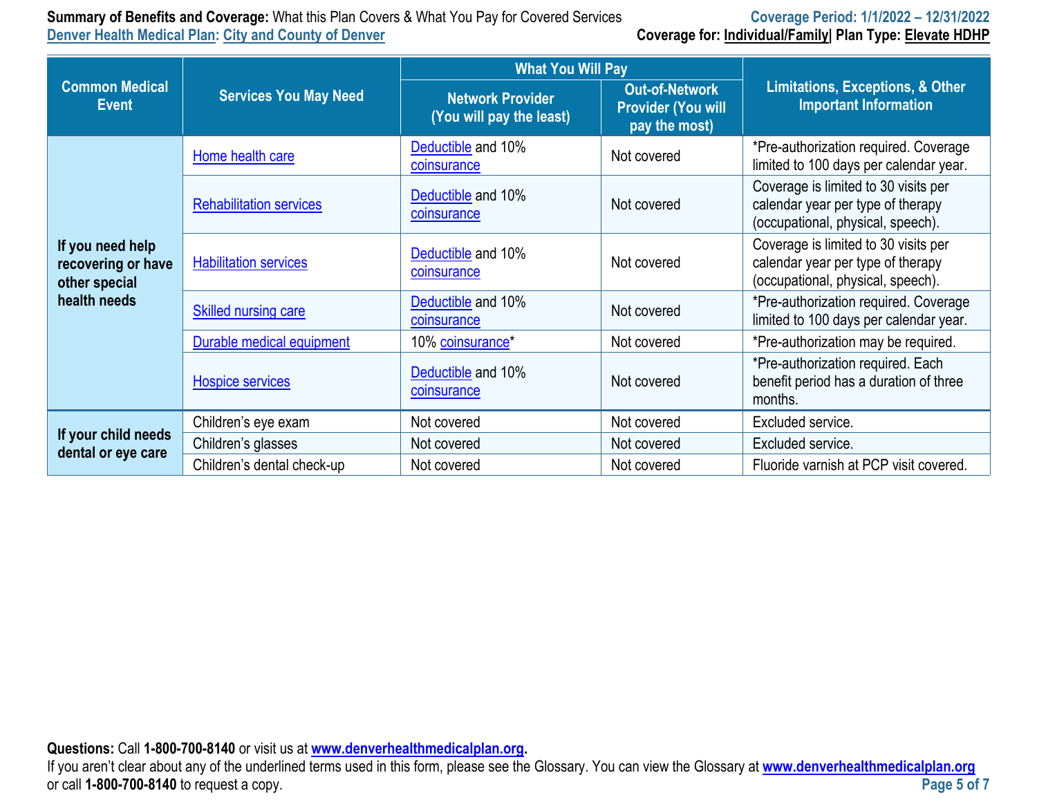| Common Medical Event | Services You May Need | What You Will Pay | | Limitations, Exceptions, & Other Important Information |
|---|---|---|---|---|
| | | Network Provider (You will pay the least) | Out-of-Network Provider (You will pay the most) | |
| If you need help recovering or have other special health needs | Home health care | Deductible and 10% coinsurance | Not covered | *Pre-authorization required. Coverage limited to 100 days per calendar year. |
| | Rehabilitation services | Deductible and 10% coinsurance | Not covered | Coverage is limited to 30 visits per calendar year per type of therapy (occupational, physical, speech). |
| | Habilitation services | Deductible and 10% coinsurance | Not covered | Coverage is limited to 30 visits per calendar year per type of therapy (occupational, physical, speech). |
| | Skilled nursing care | Deductible and 10% coinsurance | Not covered | *Pre-authorization required. Coverage limited to 100 days per calendar year. |
| | Durable medical equipment | 10% coinsurance* | Not covered | *Pre-authorization may be required. |
| | Hospice services | Deductible and 10% coinsurance | Not covered | *Pre-authorization required. Each benefit period has a duration of three months. |
| If your child needs dental or eye care | Children's eye exam | Not covered | Not covered | Excluded service. |
| | Children's glasses | Not covered | Not covered | Excluded service. |
| | Children's dental check-up | Not covered | Not covered | Fluoride varnish at PCP visit covered. |

**Questions:** Call **1-800-700-8140** or visit us at **www.denverhealthmedicalplan.org**.
If you aren't clear about any of the underlined terms used in this form, please see the Glossary. You can view the Glossary at **www.denverhealthmedicalplan.org** or call **1-800-700-8140** to request a copy.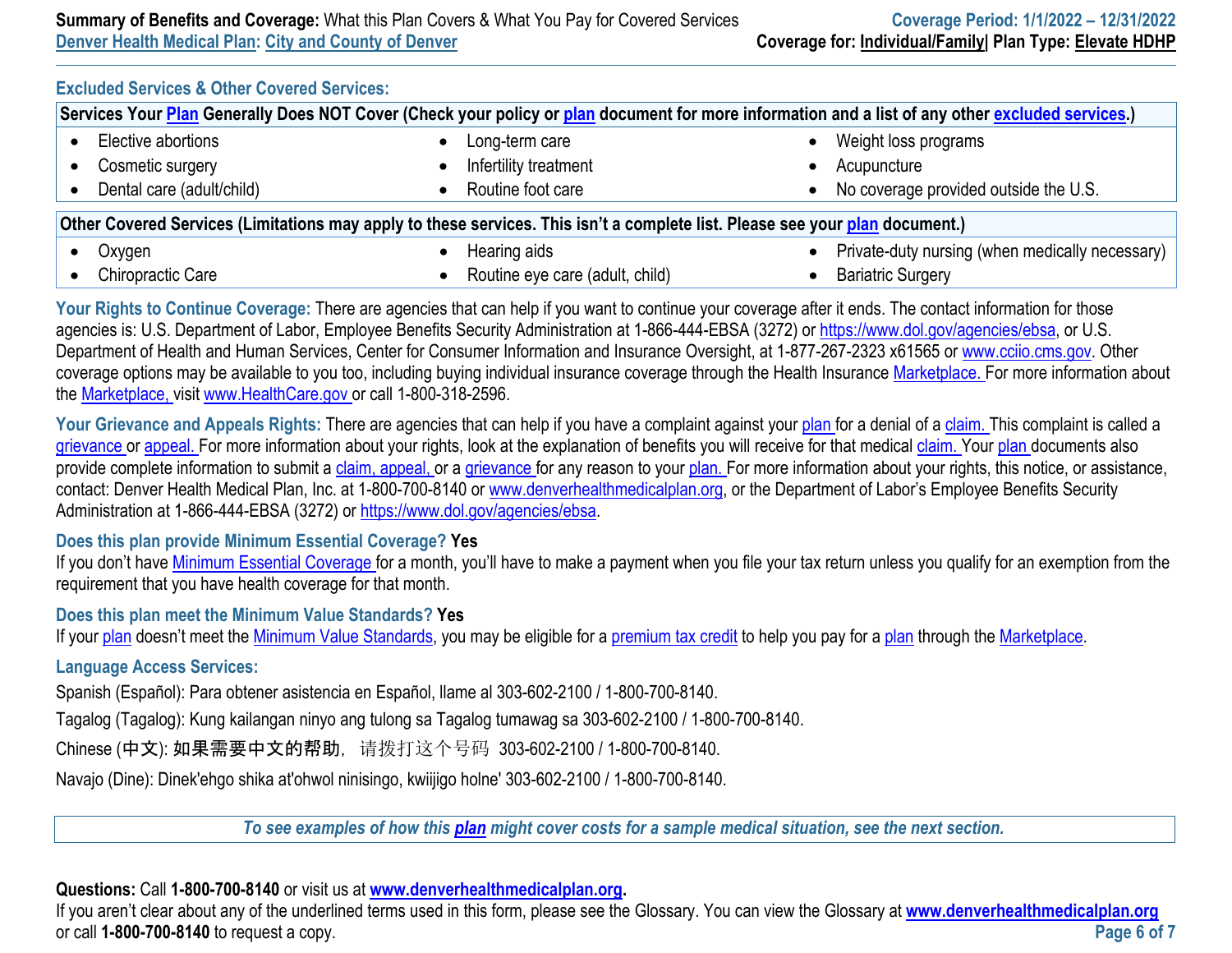## Excluded Services & Other Covered Services:

| Services Your Plan Generally Does NOT Cover (Check your policy or plan document for more information and a list of any other excluded services.) | | |
|---|---|---|
| • Elective abortions | • Long-term care | • Weight loss programs |
| • Cosmetic surgery | • Infertility treatment | • Acupuncture |
| • Dental care (adult/child) | • Routine foot care | • No coverage provided outside the U.S. |

| Other Covered Services (Limitations may apply to these services. This isn't a complete list. Please see your plan document.) | | |
|---|---|---|
| • Oxygen | • Hearing aids | • Private-duty nursing (when medically necessary) |
| • Chiropractic Care | • Routine eye care (adult, child) | • Bariatric Surgery |

**Your Rights to Continue Coverage:** There are agencies that can help if you want to continue your coverage after it ends. The contact information for those agencies is: U.S. Department of Labor, Employee Benefits Security Administration at 1-866-444-EBSA (3272) or https://www.dol.gov/agencies/ebsa, or U.S. Department of Health and Human Services, Center for Consumer Information and Insurance Oversight, at 1-877-267-2323 x61565 or www.cciio.cms.gov. Other coverage options may be available to you too, including buying individual insurance coverage through the Health Insurance Marketplace. For more information about the Marketplace, visit www.HealthCare.gov or call 1-800-318-2596.

**Your Grievance and Appeals Rights:** There are agencies that can help if you have a complaint against your plan for a denial of a claim. This complaint is called a grievance or appeal. For more information about your rights, look at the explanation of benefits you will receive for that medical claim. Your plan documents also provide complete information to submit a claim, appeal, or a grievance for any reason to your plan. For more information about your rights, this notice, or assistance, contact: Denver Health Medical Plan, Inc. at 1-800-700-8140 or www.denverhealthmedicalplan.org, or the Department of Labor's Employee Benefits Security Administration at 1-866-444-EBSA (3272) or https://www.dol.gov/agencies/ebsa.

**Does this plan provide Minimum Essential Coverage? Yes**

If you don't have Minimum Essential Coverage for a month, you'll have to make a payment when you file your tax return unless you qualify for an exemption from the requirement that you have health coverage for that month.

**Does this plan meet the Minimum Value Standards? Yes**

If your plan doesn't meet the Minimum Value Standards, you may be eligible for a premium tax credit to help you pay for a plan through the Marketplace.

**Language Access Services:**

Spanish (Español): Para obtener asistencia en Español, llame al 303-602-2100 / 1-800-700-8140.

Tagalog (Tagalog): Kung kailangan ninyo ang tulong sa Tagalog tumawag sa 303-602-2100 / 1-800-700-8140.

Chinese (中文): 如果需要中文的帮助，请拨打这个号码 303-602-2100 / 1-800-700-8140.

Navajo (Dine): Dinek'ehgo shika at'ohwol ninisingo, kwiijigo holne' 303-602-2100 / 1-800-700-8140.

*To see examples of how this plan might cover costs for a sample medical situation, see the next section.*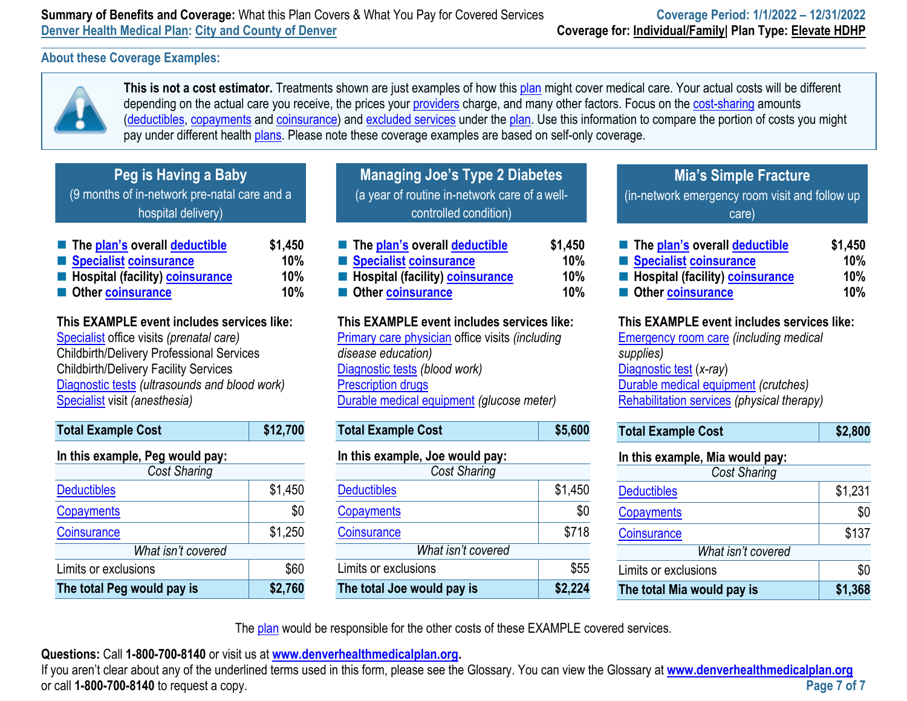**Summary of Benefits and Coverage:** What this Plan Covers & What You Pay for Covered Services
Denver Health Medical Plan: City and County of Denver

Coverage Period: 1/1/2022 – 12/31/2022
Coverage for: Individual/Family | Plan Type: Elevate HDHP

## About these Coverage Examples:

**This is not a cost estimator.** Treatments shown are just examples of how this plan might cover medical care. Your actual costs will be different depending on the actual care you receive, the prices your providers charge, and many other factors. Focus on the cost-sharing amounts (deductibles, copayments and coinsurance) and excluded services under the plan. Use this information to compare the portion of costs you might pay under different health plans. Please note these coverage examples are based on self-only coverage.

### Peg is Having a Baby
(9 months of in-network pre-natal care and a hospital delivery)

| | |
|---|---|
| The plan's overall deductible | $1,450 |
| Specialist coinsurance | 10% |
| Hospital (facility) coinsurance | 10% |
| Other coinsurance | 10% |

**This EXAMPLE event includes services like:**
Specialist office visits *(prenatal care)*
Childbirth/Delivery Professional Services
Childbirth/Delivery Facility Services
Diagnostic tests *(ultrasounds and blood work)*
Specialist visit *(anesthesia)*

| **Total Example Cost** | **$12,700** |
|---|---|
| **In this example, Peg would pay:** | |
| *Cost Sharing* | |
| Deductibles | $1,450 |
| Copayments | $0 |
| Coinsurance | $1,250 |
| *What isn't covered* | |
| Limits or exclusions | $60 |
| **The total Peg would pay is** | **$2,760** |

### Managing Joe's Type 2 Diabetes
(a year of routine in-network care of a well-controlled condition)

| | |
|---|---|
| The plan's overall deductible | $1,450 |
| Specialist coinsurance | 10% |
| Hospital (facility) coinsurance | 10% |
| Other coinsurance | 10% |

**This EXAMPLE event includes services like:**
Primary care physician office visits *(including disease education)*
Diagnostic tests *(blood work)*
Prescription drugs
Durable medical equipment *(glucose meter)*

| **Total Example Cost** | **$5,600** |
|---|---|
| **In this example, Joe would pay:** | |
| *Cost Sharing* | |
| Deductibles | $1,450 |
| Copayments | $0 |
| Coinsurance | $718 |
| *What isn't covered* | |
| Limits or exclusions | $55 |
| **The total Joe would pay is** | **$2,224** |

### Mia's Simple Fracture
(in-network emergency room visit and follow up care)

| | |
|---|---|
| The plan's overall deductible | $1,450 |
| Specialist coinsurance | 10% |
| Hospital (facility) coinsurance | 10% |
| Other coinsurance | 10% |

**This EXAMPLE event includes services like:**
Emergency room care *(including medical supplies)*
Diagnostic test *(x-ray)*
Durable medical equipment *(crutches)*
Rehabilitation services *(physical therapy)*

| **Total Example Cost** | **$2,800** |
|---|---|
| **In this example, Mia would pay:** | |
| *Cost Sharing* | |
| Deductibles | $1,231 |
| Copayments | $0 |
| Coinsurance | $137 |
| *What isn't covered* | |
| Limits or exclusions | $0 |
| **The total Mia would pay is** | **$1,368** |

The plan would be responsible for the other costs of these EXAMPLE covered services.

**Questions:** Call **1-800-700-8140** or visit us at **www.denverhealthmedicalplan.org**.
If you aren't clear about any of the underlined terms used in this form, please see the Glossary. You can view the Glossary at **www.denverhealthmedicalplan.org** or call **1-800-700-8140** to request a copy.